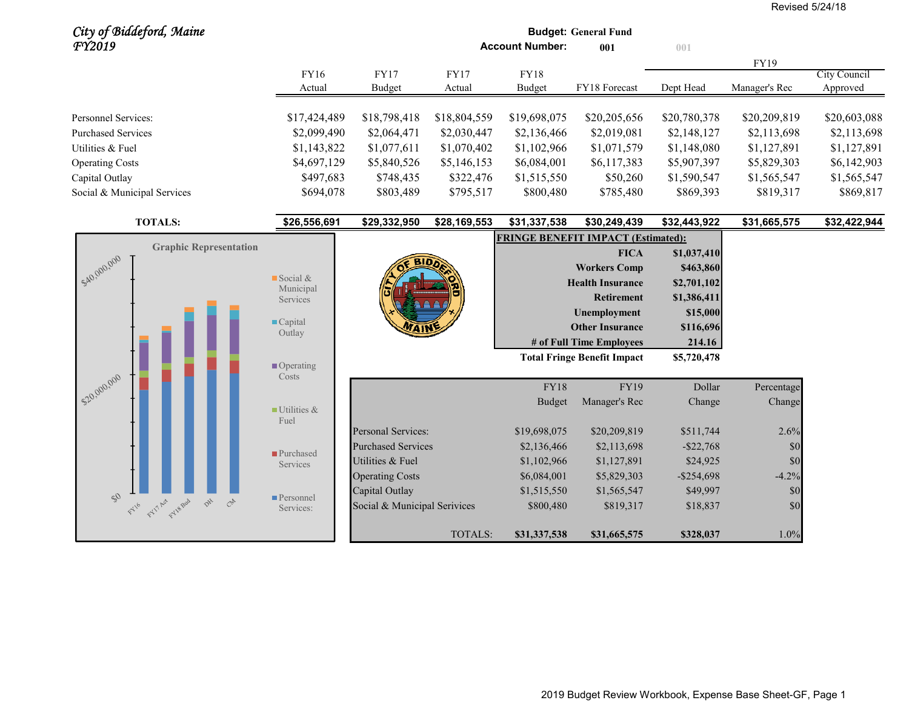Revised 5/24/18

*City of Biddeford, Maine*
*FY2019*

**Budget: General Fund**
**Account Number: 001**

| | FY16 Actual | FY17 Budget | FY17 Actual | FY18 Budget | FY18 Forecast | FY19 Dept Head | FY19 Manager's Rec | FY19 City Council Approved |
|---|---|---|---|---|---|---|---|---|
| Personnel Services: | $17,424,489 | $18,798,418 | $18,804,559 | $19,698,075 | $20,205,656 | $20,780,378 | $20,209,819 | $20,603,088 |
| Purchased Services | $2,099,490 | $2,064,471 | $2,030,447 | $2,136,466 | $2,019,081 | $2,148,127 | $2,113,698 | $2,113,698 |
| Utilities & Fuel | $1,143,822 | $1,077,611 | $1,070,402 | $1,102,966 | $1,071,579 | $1,148,080 | $1,127,891 | $1,127,891 |
| Operating Costs | $4,697,129 | $5,840,526 | $5,146,153 | $6,084,001 | $6,117,383 | $5,907,397 | $5,829,303 | $6,142,903 |
| Capital Outlay | $497,683 | $748,435 | $322,476 | $1,515,550 | $50,260 | $1,590,547 | $1,565,547 | $1,565,547 |
| Social & Municipal Services | $694,078 | $803,489 | $795,517 | $800,480 | $785,480 | $869,393 | $819,317 | $869,817 |
| **TOTALS:** | **$26,556,691** | **$29,332,950** | **$28,169,553** | **$31,337,538** | **$30,249,439** | **$32,443,922** | **$31,665,575** | **$32,422,944** |

**Graphic Representation**

**FRINGE BENEFIT IMPACT (Estimated):**

| | |
|---|---|
| **FICA** | **$1,037,410** |
| **Workers Comp** | **$463,860** |
| **Health Insurance** | **$2,701,102** |
| **Retirement** | **$1,386,411** |
| **Unemployment** | **$15,000** |
| **Other Insurance** | **$116,696** |
| **# of Full Time Employees** | **214.16** |
| **Total Fringe Benefit Impact** | **$5,720,478** |

| | FY18 Budget | FY19 Manager's Rec | Dollar Change | Percentage Change |
|---|---|---|---|---|
| Personal Services: | $19,698,075 | $20,209,819 | $511,744 | 2.6% |
| Purchased Services | $2,136,466 | $2,113,698 | -$22,768 | $0 |
| Utilities & Fuel | $1,102,966 | $1,127,891 | $24,925 | $0 |
| Operating Costs | $6,084,001 | $5,829,303 | -$254,698 | -4.2% |
| Capital Outlay | $1,515,550 | $1,565,547 | $49,997 | $0 |
| Social & Municipal Services | $800,480 | $819,317 | $18,837 | $0 |
| TOTALS: | **$31,337,538** | **$31,665,575** | **$328,037** | 1.0% |

2019 Budget Review Workbook, Expense Base Sheet-GF, Page 1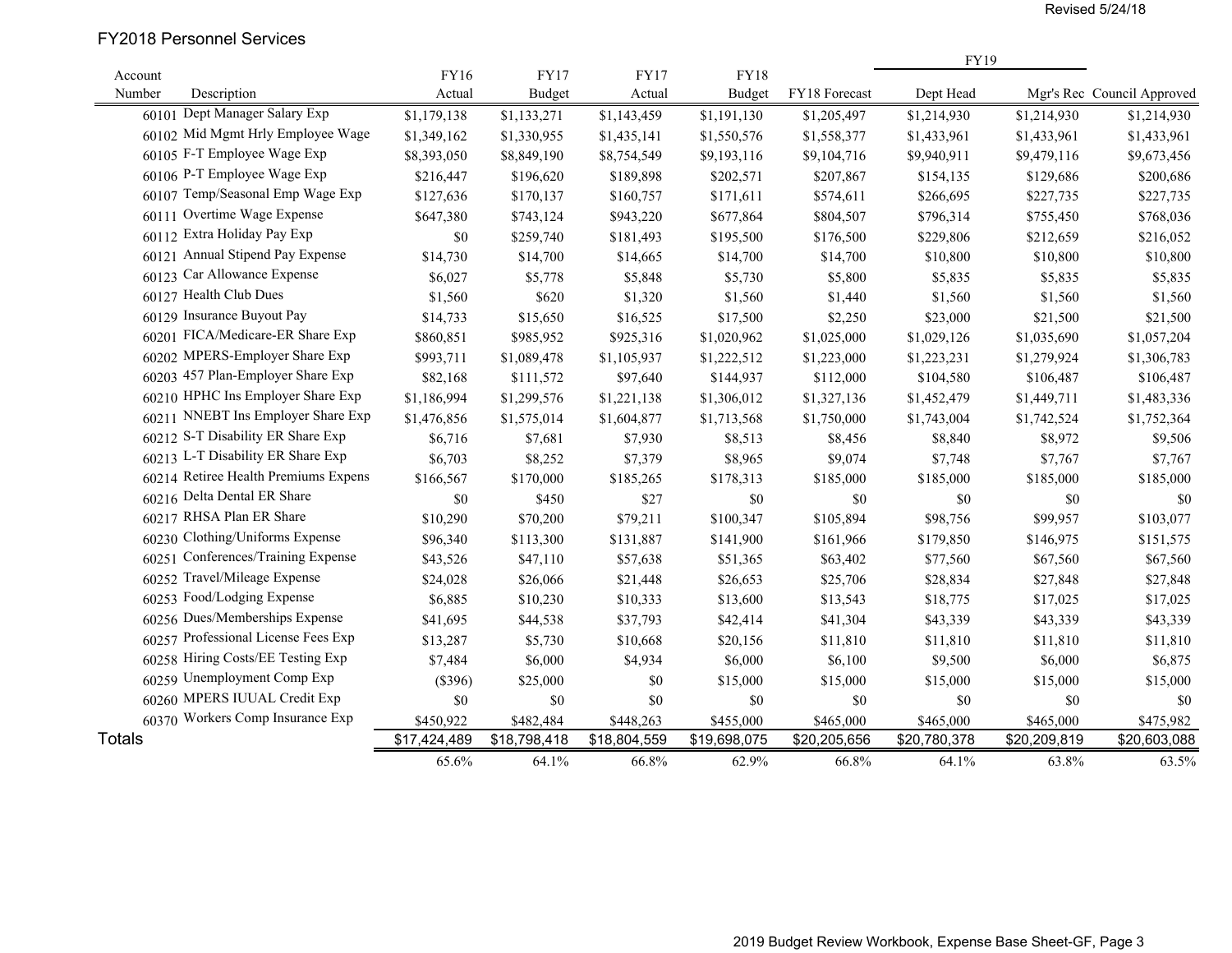Revised 5/24/18

## FY2018 Personnel Services

| Account Number | Description | FY16 Actual | FY17 Budget | FY17 Actual | FY18 Budget | FY18 Forecast | FY19 Dept Head | FY19 Mgr's Rec | FY19 Council Approved |
|---|---|---|---|---|---|---|---|---|---|
| 60101 | Dept Manager Salary Exp | $1,179,138 | $1,133,271 | $1,143,459 | $1,191,130 | $1,205,497 | $1,214,930 | $1,214,930 | $1,214,930 |
| 60102 | Mid Mgmt Hrly Employee Wage | $1,349,162 | $1,330,955 | $1,435,141 | $1,550,576 | $1,558,377 | $1,433,961 | $1,433,961 | $1,433,961 |
| 60105 | F-T Employee Wage Exp | $8,393,050 | $8,849,190 | $8,754,549 | $9,193,116 | $9,104,716 | $9,940,911 | $9,479,116 | $9,673,456 |
| 60106 | P-T Employee Wage Exp | $216,447 | $196,620 | $189,898 | $202,571 | $207,867 | $154,135 | $129,686 | $200,686 |
| 60107 | Temp/Seasonal Emp Wage Exp | $127,636 | $170,137 | $160,757 | $171,611 | $574,611 | $266,695 | $227,735 | $227,735 |
| 60111 | Overtime Wage Expense | $647,380 | $743,124 | $943,220 | $677,864 | $804,507 | $796,314 | $755,450 | $768,036 |
| 60112 | Extra Holiday Pay Exp | $0 | $259,740 | $181,493 | $195,500 | $176,500 | $229,806 | $212,659 | $216,052 |
| 60121 | Annual Stipend Pay Expense | $14,730 | $14,700 | $14,665 | $14,700 | $14,700 | $10,800 | $10,800 | $10,800 |
| 60123 | Car Allowance Expense | $6,027 | $5,778 | $5,848 | $5,730 | $5,800 | $5,835 | $5,835 | $5,835 |
| 60127 | Health Club Dues | $1,560 | $620 | $1,320 | $1,560 | $1,440 | $1,560 | $1,560 | $1,560 |
| 60129 | Insurance Buyout Pay | $14,733 | $15,650 | $16,525 | $17,500 | $2,250 | $23,000 | $21,500 | $21,500 |
| 60201 | FICA/Medicare-ER Share Exp | $860,851 | $985,952 | $925,316 | $1,020,962 | $1,025,000 | $1,029,126 | $1,035,690 | $1,057,204 |
| 60202 | MPERS-Employer Share Exp | $993,711 | $1,089,478 | $1,105,937 | $1,222,512 | $1,223,000 | $1,223,231 | $1,279,924 | $1,306,783 |
| 60203 | 457 Plan-Employer Share Exp | $82,168 | $111,572 | $97,640 | $144,937 | $112,000 | $104,580 | $106,487 | $106,487 |
| 60210 | HPHC Ins Employer Share Exp | $1,186,994 | $1,299,576 | $1,221,138 | $1,306,012 | $1,327,136 | $1,452,479 | $1,449,711 | $1,483,336 |
| 60211 | NNEBT Ins Employer Share Exp | $1,476,856 | $1,575,014 | $1,604,877 | $1,713,568 | $1,750,000 | $1,743,004 | $1,742,524 | $1,752,364 |
| 60212 | S-T Disability ER Share Exp | $6,716 | $7,681 | $7,930 | $8,513 | $8,456 | $8,840 | $8,972 | $9,506 |
| 60213 | L-T Disability ER Share Exp | $6,703 | $8,252 | $7,379 | $8,965 | $9,074 | $7,748 | $7,767 | $7,767 |
| 60214 | Retiree Health Premiums Expens | $166,567 | $170,000 | $185,265 | $178,313 | $185,000 | $185,000 | $185,000 | $185,000 |
| 60216 | Delta Dental ER Share | $0 | $450 | $27 | $0 | $0 | $0 | $0 | $0 |
| 60217 | RHSA Plan ER Share | $10,290 | $70,200 | $79,211 | $100,347 | $105,894 | $98,756 | $99,957 | $103,077 |
| 60230 | Clothing/Uniforms Expense | $96,340 | $113,300 | $131,887 | $141,900 | $161,966 | $179,850 | $146,975 | $151,575 |
| 60251 | Conferences/Training Expense | $43,526 | $47,110 | $57,638 | $51,365 | $63,402 | $77,560 | $67,560 | $67,560 |
| 60252 | Travel/Mileage Expense | $24,028 | $26,066 | $21,448 | $26,653 | $25,706 | $28,834 | $27,848 | $27,848 |
| 60253 | Food/Lodging Expense | $6,885 | $10,230 | $10,333 | $13,600 | $13,543 | $18,775 | $17,025 | $17,025 |
| 60256 | Dues/Memberships Expense | $41,695 | $44,538 | $37,793 | $42,414 | $41,304 | $43,339 | $43,339 | $43,339 |
| 60257 | Professional License Fees Exp | $13,287 | $5,730 | $10,668 | $20,156 | $11,810 | $11,810 | $11,810 | $11,810 |
| 60258 | Hiring Costs/EE Testing Exp | $7,484 | $6,000 | $4,934 | $6,000 | $6,100 | $9,500 | $6,000 | $6,875 |
| 60259 | Unemployment Comp Exp | ($396) | $25,000 | $0 | $15,000 | $15,000 | $15,000 | $15,000 | $15,000 |
| 60260 | MPERS IUUAL Credit Exp | $0 | $0 | $0 | $0 | $0 | $0 | $0 | $0 |
| 60370 | Workers Comp Insurance Exp | $450,922 | $482,484 | $448,263 | $455,000 | $465,000 | $465,000 | $465,000 | $475,982 |
| **Totals** | | $17,424,489 | $18,798,418 | $18,804,559 | $19,698,075 | $20,205,656 | $20,780,378 | $20,209,819 | $20,603,088 |
| | | 65.6% | 64.1% | 66.8% | 62.9% | 66.8% | 64.1% | 63.8% | 63.5% |

2019 Budget Review Workbook, Expense Base Sheet-GF, Page 3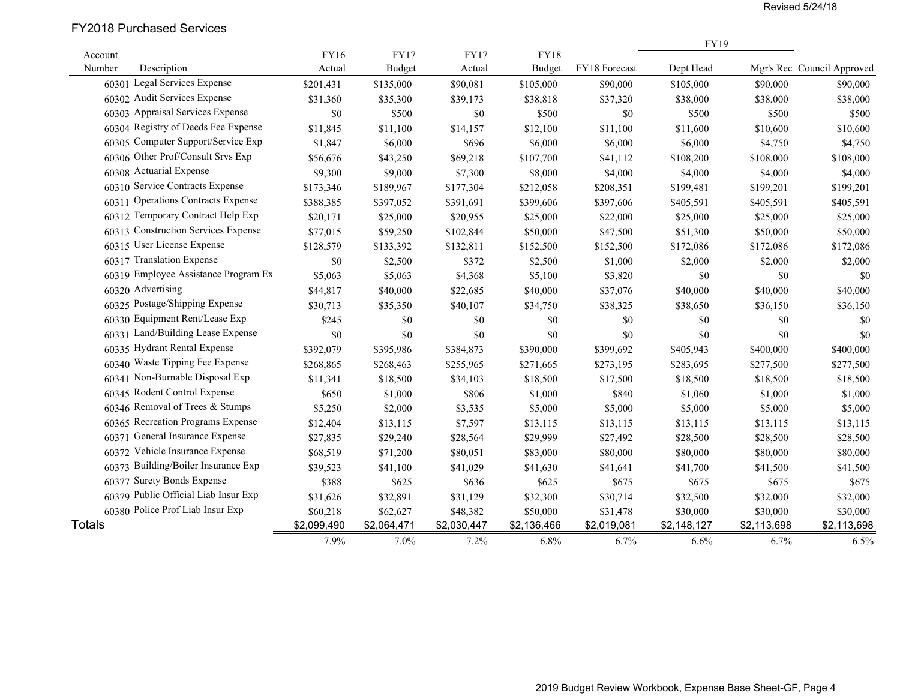Revised 5/24/18

## FY2018 Purchased Services

| Account Number | Description | FY16 Actual | FY17 Budget | FY17 Actual | FY18 Budget | FY18 Forecast | FY19 Dept Head | FY19 Mgr's Rec | FY19 Council Approved |
|---|---|---|---|---|---|---|---|---|---|
| 60301 | Legal Services Expense | $201,431 | $135,000 | $90,081 | $105,000 | $90,000 | $105,000 | $90,000 | $90,000 |
| 60302 | Audit Services Expense | $31,360 | $35,300 | $39,173 | $38,818 | $37,320 | $38,000 | $38,000 | $38,000 |
| 60303 | Appraisal Services Expense | $0 | $500 | $0 | $500 | $0 | $500 | $500 | $500 |
| 60304 | Registry of Deeds Fee Expense | $11,845 | $11,100 | $14,157 | $12,100 | $11,100 | $11,600 | $10,600 | $10,600 |
| 60305 | Computer Support/Service Exp | $1,847 | $6,000 | $696 | $6,000 | $6,000 | $6,000 | $4,750 | $4,750 |
| 60306 | Other Prof/Consult Srvs Exp | $56,676 | $43,250 | $69,218 | $107,700 | $41,112 | $108,200 | $108,000 | $108,000 |
| 60308 | Actuarial Expense | $9,300 | $9,000 | $7,300 | $8,000 | $4,000 | $4,000 | $4,000 | $4,000 |
| 60310 | Service Contracts Expense | $173,346 | $189,967 | $177,304 | $212,058 | $208,351 | $199,481 | $199,201 | $199,201 |
| 60311 | Operations Contracts Expense | $388,385 | $397,052 | $391,691 | $399,606 | $397,606 | $405,591 | $405,591 | $405,591 |
| 60312 | Temporary Contract Help Exp | $20,171 | $25,000 | $20,955 | $25,000 | $22,000 | $25,000 | $25,000 | $25,000 |
| 60313 | Construction Services Expense | $77,015 | $59,250 | $102,844 | $50,000 | $47,500 | $51,300 | $50,000 | $50,000 |
| 60315 | User License Expense | $128,579 | $133,392 | $132,811 | $152,500 | $152,500 | $172,086 | $172,086 | $172,086 |
| 60317 | Translation Expense | $0 | $2,500 | $372 | $2,500 | $1,000 | $2,000 | $2,000 | $2,000 |
| 60319 | Employee Assistance Program Ex | $5,063 | $5,063 | $4,368 | $5,100 | $3,820 | $0 | $0 | $0 |
| 60320 | Advertising | $44,817 | $40,000 | $22,685 | $40,000 | $37,076 | $40,000 | $40,000 | $40,000 |
| 60325 | Postage/Shipping Expense | $30,713 | $35,350 | $40,107 | $34,750 | $38,325 | $38,650 | $36,150 | $36,150 |
| 60330 | Equipment Rent/Lease Exp | $245 | $0 | $0 | $0 | $0 | $0 | $0 | $0 |
| 60331 | Land/Building Lease Expense | $0 | $0 | $0 | $0 | $0 | $0 | $0 | $0 |
| 60335 | Hydrant Rental Expense | $392,079 | $395,986 | $384,873 | $390,000 | $399,692 | $405,943 | $400,000 | $400,000 |
| 60340 | Waste Tipping Fee Expense | $268,865 | $268,463 | $255,965 | $271,665 | $273,195 | $283,695 | $277,500 | $277,500 |
| 60341 | Non-Burnable Disposal Exp | $11,341 | $18,500 | $34,103 | $18,500 | $17,500 | $18,500 | $18,500 | $18,500 |
| 60345 | Rodent Control Expense | $650 | $1,000 | $806 | $1,000 | $840 | $1,060 | $1,000 | $1,000 |
| 60346 | Removal of Trees & Stumps | $5,250 | $2,000 | $3,535 | $5,000 | $5,000 | $5,000 | $5,000 | $5,000 |
| 60365 | Recreation Programs Expense | $12,404 | $13,115 | $7,597 | $13,115 | $13,115 | $13,115 | $13,115 | $13,115 |
| 60371 | General Insurance Expense | $27,835 | $29,240 | $28,564 | $29,999 | $27,492 | $28,500 | $28,500 | $28,500 |
| 60372 | Vehicle Insurance Expense | $68,519 | $71,200 | $80,051 | $83,000 | $80,000 | $80,000 | $80,000 | $80,000 |
| 60373 | Building/Boiler Insurance Exp | $39,523 | $41,100 | $41,029 | $41,630 | $41,641 | $41,700 | $41,500 | $41,500 |
| 60377 | Surety Bonds Expense | $388 | $625 | $636 | $625 | $675 | $675 | $675 | $675 |
| 60379 | Public Official Liab Insur Exp | $31,626 | $32,891 | $31,129 | $32,300 | $30,714 | $32,500 | $32,000 | $32,000 |
| 60380 | Police Prof Liab Insur Exp | $60,218 | $62,627 | $48,382 | $50,000 | $31,478 | $30,000 | $30,000 | $30,000 |
| **Totals** | | $2,099,490 | $2,064,471 | $2,030,447 | $2,136,466 | $2,019,081 | $2,148,127 | $2,113,698 | $2,113,698 |
| | | 7.9% | 7.0% | 7.2% | 6.8% | 6.7% | 6.6% | 6.7% | 6.5% |

2019 Budget Review Workbook, Expense Base Sheet-GF, Page 4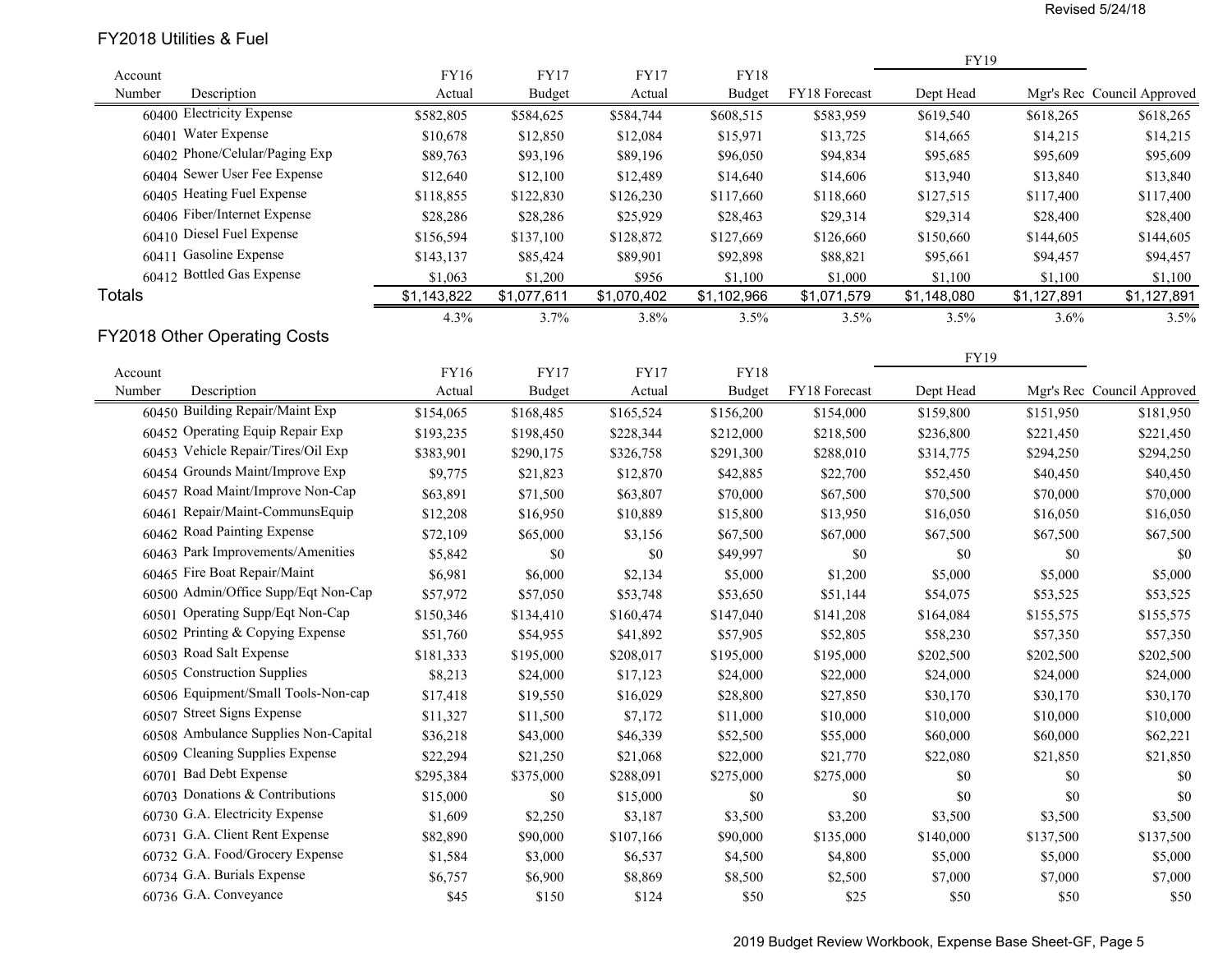## FY2018 Utilities & Fuel

| Account Number | Description | FY16 Actual | FY17 Budget | FY17 Actual | FY18 Budget | FY18 Forecast | FY19 Dept Head | Mgr's Rec | Council Approved |
|---|---|---|---|---|---|---|---|---|---|
| 60400 | Electricity Expense | $582,805 | $584,625 | $584,744 | $608,515 | $583,959 | $619,540 | $618,265 | $618,265 |
| 60401 | Water Expense | $10,678 | $12,850 | $12,084 | $15,971 | $13,725 | $14,665 | $14,215 | $14,215 |
| 60402 | Phone/Celular/Paging Exp | $89,763 | $93,196 | $89,196 | $96,050 | $94,834 | $95,685 | $95,609 | $95,609 |
| 60404 | Sewer User Fee Expense | $12,640 | $12,100 | $12,489 | $14,640 | $14,606 | $13,940 | $13,840 | $13,840 |
| 60405 | Heating Fuel Expense | $118,855 | $122,830 | $126,230 | $117,660 | $118,660 | $127,515 | $117,400 | $117,400 |
| 60406 | Fiber/Internet Expense | $28,286 | $28,286 | $25,929 | $28,463 | $29,314 | $29,314 | $28,400 | $28,400 |
| 60410 | Diesel Fuel Expense | $156,594 | $137,100 | $128,872 | $127,669 | $126,660 | $150,660 | $144,605 | $144,605 |
| 60411 | Gasoline Expense | $143,137 | $85,424 | $89,901 | $92,898 | $88,821 | $95,661 | $94,457 | $94,457 |
| 60412 | Bottled Gas Expense | $1,063 | $1,200 | $956 | $1,100 | $1,000 | $1,100 | $1,100 | $1,100 |
| Totals | | $1,143,822 | $1,077,611 | $1,070,402 | $1,102,966 | $1,071,579 | $1,148,080 | $1,127,891 | $1,127,891 |
| | | 4.3% | 3.7% | 3.8% | 3.5% | 3.5% | 3.5% | 3.6% | 3.5% |

## FY2018 Other Operating Costs

| Account Number | Description | FY16 Actual | FY17 Budget | FY17 Actual | FY18 Budget | FY18 Forecast | FY19 Dept Head | Mgr's Rec | Council Approved |
|---|---|---|---|---|---|---|---|---|---|
| 60450 | Building Repair/Maint Exp | $154,065 | $168,485 | $165,524 | $156,200 | $154,000 | $159,800 | $151,950 | $181,950 |
| 60452 | Operating Equip Repair Exp | $193,235 | $198,450 | $228,344 | $212,000 | $218,500 | $236,800 | $221,450 | $221,450 |
| 60453 | Vehicle Repair/Tires/Oil Exp | $383,901 | $290,175 | $326,758 | $291,300 | $288,010 | $314,775 | $294,250 | $294,250 |
| 60454 | Grounds Maint/Improve Exp | $9,775 | $21,823 | $12,870 | $42,885 | $22,700 | $52,450 | $40,450 | $40,450 |
| 60457 | Road Maint/Improve Non-Cap | $63,891 | $71,500 | $63,807 | $70,000 | $67,500 | $70,500 | $70,000 | $70,000 |
| 60461 | Repair/Maint-CommunsEquip | $12,208 | $16,950 | $10,889 | $15,800 | $13,950 | $16,050 | $16,050 | $16,050 |
| 60462 | Road Painting Expense | $72,109 | $65,000 | $3,156 | $67,500 | $67,000 | $67,500 | $67,500 | $67,500 |
| 60463 | Park Improvements/Amenities | $5,842 | $0 | $0 | $49,997 | $0 | $0 | $0 | $0 |
| 60465 | Fire Boat Repair/Maint | $6,981 | $6,000 | $2,134 | $5,000 | $1,200 | $5,000 | $5,000 | $5,000 |
| 60500 | Admin/Office Supp/Eqt Non-Cap | $57,972 | $57,050 | $53,748 | $53,650 | $51,144 | $54,075 | $53,525 | $53,525 |
| 60501 | Operating Supp/Eqt Non-Cap | $150,346 | $134,410 | $160,474 | $147,040 | $141,208 | $164,084 | $155,575 | $155,575 |
| 60502 | Printing & Copying Expense | $51,760 | $54,955 | $41,892 | $57,905 | $52,805 | $58,230 | $57,350 | $57,350 |
| 60503 | Road Salt Expense | $181,333 | $195,000 | $208,017 | $195,000 | $195,000 | $202,500 | $202,500 | $202,500 |
| 60505 | Construction Supplies | $8,213 | $24,000 | $17,123 | $24,000 | $22,000 | $24,000 | $24,000 | $24,000 |
| 60506 | Equipment/Small Tools-Non-cap | $17,418 | $19,550 | $16,029 | $28,800 | $27,850 | $30,170 | $30,170 | $30,170 |
| 60507 | Street Signs Expense | $11,327 | $11,500 | $7,172 | $11,000 | $10,000 | $10,000 | $10,000 | $10,000 |
| 60508 | Ambulance Supplies Non-Capital | $36,218 | $43,000 | $46,339 | $52,500 | $55,000 | $60,000 | $60,000 | $62,221 |
| 60509 | Cleaning Supplies Expense | $22,294 | $21,250 | $21,068 | $22,000 | $21,770 | $22,080 | $21,850 | $21,850 |
| 60701 | Bad Debt Expense | $295,384 | $375,000 | $288,091 | $275,000 | $275,000 | $0 | $0 | $0 |
| 60703 | Donations & Contributions | $15,000 | $0 | $15,000 | $0 | $0 | $0 | $0 | $0 |
| 60730 | G.A. Electricity Expense | $1,609 | $2,250 | $3,187 | $3,500 | $3,200 | $3,500 | $3,500 | $3,500 |
| 60731 | G.A. Client Rent Expense | $82,890 | $90,000 | $107,166 | $90,000 | $135,000 | $140,000 | $137,500 | $137,500 |
| 60732 | G.A. Food/Grocery Expense | $1,584 | $3,000 | $6,537 | $4,500 | $4,800 | $5,000 | $5,000 | $5,000 |
| 60734 | G.A. Burials Expense | $6,757 | $6,900 | $8,869 | $8,500 | $2,500 | $7,000 | $7,000 | $7,000 |
| 60736 | G.A. Conveyance | $45 | $150 | $124 | $50 | $25 | $50 | $50 | $50 |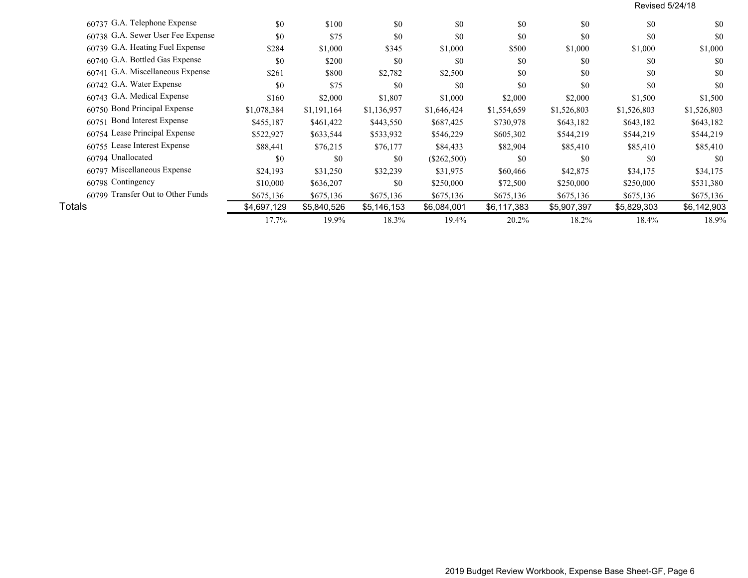Revised 5/24/18

| | | | | | | | | |
|---|---|---|---|---|---|---|---|---|
| 60737 G.A. Telephone Expense | $0 | $100 | $0 | $0 | $0 | $0 | $0 | $0 |
| 60738 G.A. Sewer User Fee Expense | $0 | $75 | $0 | $0 | $0 | $0 | $0 | $0 |
| 60739 G.A. Heating Fuel Expense | $284 | $1,000 | $345 | $1,000 | $500 | $1,000 | $1,000 | $1,000 |
| 60740 G.A. Bottled Gas Expense | $0 | $200 | $0 | $0 | $0 | $0 | $0 | $0 |
| 60741 G.A. Miscellaneous Expense | $261 | $800 | $2,782 | $2,500 | $0 | $0 | $0 | $0 |
| 60742 G.A. Water Expense | $0 | $75 | $0 | $0 | $0 | $0 | $0 | $0 |
| 60743 G.A. Medical Expense | $160 | $2,000 | $1,807 | $1,000 | $2,000 | $2,000 | $1,500 | $1,500 |
| 60750 Bond Principal Expense | $1,078,384 | $1,191,164 | $1,136,957 | $1,646,424 | $1,554,659 | $1,526,803 | $1,526,803 | $1,526,803 |
| 60751 Bond Interest Expense | $455,187 | $461,422 | $443,550 | $687,425 | $730,978 | $643,182 | $643,182 | $643,182 |
| 60754 Lease Principal Expense | $522,927 | $633,544 | $533,932 | $546,229 | $605,302 | $544,219 | $544,219 | $544,219 |
| 60755 Lease Interest Expense | $88,441 | $76,215 | $76,177 | $84,433 | $82,904 | $85,410 | $85,410 | $85,410 |
| 60794 Unallocated | $0 | $0 | $0 | ($262,500) | $0 | $0 | $0 | $0 |
| 60797 Miscellaneous Expense | $24,193 | $31,250 | $32,239 | $31,975 | $60,466 | $42,875 | $34,175 | $34,175 |
| 60798 Contingency | $10,000 | $636,207 | $0 | $250,000 | $72,500 | $250,000 | $250,000 | $531,380 |
| 60799 Transfer Out to Other Funds | $675,136 | $675,136 | $675,136 | $675,136 | $675,136 | $675,136 | $675,136 | $675,136 |
| Totals | $4,697,129 | $5,840,526 | $5,146,153 | $6,084,001 | $6,117,383 | $5,907,397 | $5,829,303 | $6,142,903 |
| | 17.7% | 19.9% | 18.3% | 19.4% | 20.2% | 18.2% | 18.4% | 18.9% |

2019 Budget Review Workbook, Expense Base Sheet-GF, Page 6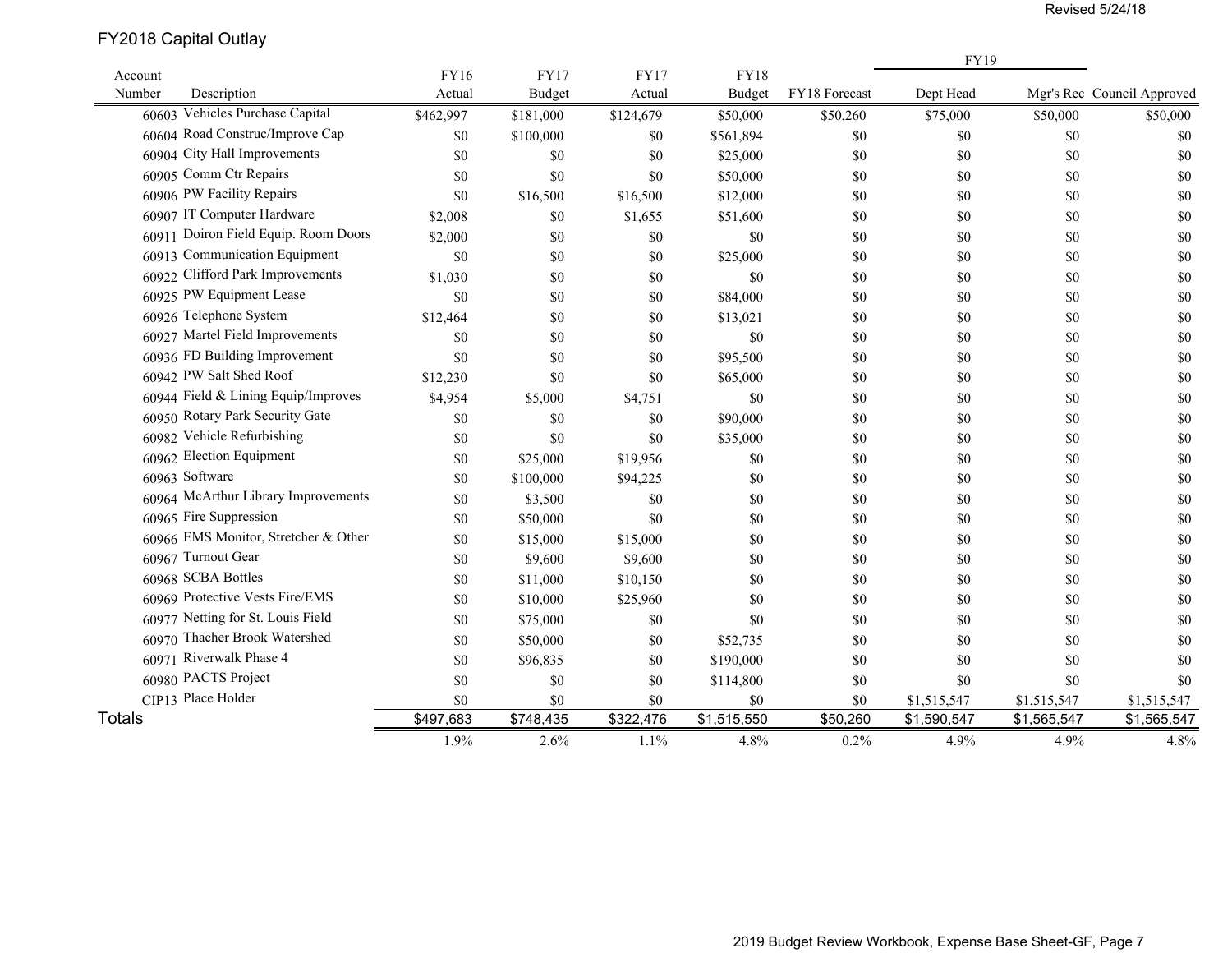Revised 5/24/18

## FY2018 Capital Outlay

| Account Number | Description | FY16 Actual | FY17 Budget | FY17 Actual | FY18 Budget | FY18 Forecast | FY19 Dept Head | FY19 Mgr's Rec | FY19 Council Approved |
|---|---|---|---|---|---|---|---|---|---|
| 60603 | Vehicles Purchase Capital | $462,997 | $181,000 | $124,679 | $50,000 | $50,260 | $75,000 | $50,000 | $50,000 |
| 60604 | Road Construc/Improve Cap | $0 | $100,000 | $0 | $561,894 | $0 | $0 | $0 | $0 |
| 60904 | City Hall Improvements | $0 | $0 | $0 | $25,000 | $0 | $0 | $0 | $0 |
| 60905 | Comm Ctr Repairs | $0 | $0 | $0 | $50,000 | $0 | $0 | $0 | $0 |
| 60906 | PW Facility Repairs | $0 | $16,500 | $16,500 | $12,000 | $0 | $0 | $0 | $0 |
| 60907 | IT Computer Hardware | $2,008 | $0 | $1,655 | $51,600 | $0 | $0 | $0 | $0 |
| 60911 | Doiron Field Equip. Room Doors | $2,000 | $0 | $0 | $0 | $0 | $0 | $0 | $0 |
| 60913 | Communication Equipment | $0 | $0 | $0 | $25,000 | $0 | $0 | $0 | $0 |
| 60922 | Clifford Park Improvements | $1,030 | $0 | $0 | $0 | $0 | $0 | $0 | $0 |
| 60925 | PW Equipment Lease | $0 | $0 | $0 | $84,000 | $0 | $0 | $0 | $0 |
| 60926 | Telephone System | $12,464 | $0 | $0 | $13,021 | $0 | $0 | $0 | $0 |
| 60927 | Martel Field Improvements | $0 | $0 | $0 | $0 | $0 | $0 | $0 | $0 |
| 60936 | FD Building Improvement | $0 | $0 | $0 | $95,500 | $0 | $0 | $0 | $0 |
| 60942 | PW Salt Shed Roof | $12,230 | $0 | $0 | $65,000 | $0 | $0 | $0 | $0 |
| 60944 | Field & Lining Equip/Improves | $4,954 | $5,000 | $4,751 | $0 | $0 | $0 | $0 | $0 |
| 60950 | Rotary Park Security Gate | $0 | $0 | $0 | $90,000 | $0 | $0 | $0 | $0 |
| 60982 | Vehicle Refurbishing | $0 | $0 | $0 | $35,000 | $0 | $0 | $0 | $0 |
| 60962 | Election Equipment | $0 | $25,000 | $19,956 | $0 | $0 | $0 | $0 | $0 |
| 60963 | Software | $0 | $100,000 | $94,225 | $0 | $0 | $0 | $0 | $0 |
| 60964 | McArthur Library Improvements | $0 | $3,500 | $0 | $0 | $0 | $0 | $0 | $0 |
| 60965 | Fire Suppression | $0 | $50,000 | $0 | $0 | $0 | $0 | $0 | $0 |
| 60966 | EMS Monitor, Stretcher & Other | $0 | $15,000 | $15,000 | $0 | $0 | $0 | $0 | $0 |
| 60967 | Turnout Gear | $0 | $9,600 | $9,600 | $0 | $0 | $0 | $0 | $0 |
| 60968 | SCBA Bottles | $0 | $11,000 | $10,150 | $0 | $0 | $0 | $0 | $0 |
| 60969 | Protective Vests Fire/EMS | $0 | $10,000 | $25,960 | $0 | $0 | $0 | $0 | $0 |
| 60977 | Netting for St. Louis Field | $0 | $75,000 | $0 | $0 | $0 | $0 | $0 | $0 |
| 60970 | Thacher Brook Watershed | $0 | $50,000 | $0 | $52,735 | $0 | $0 | $0 | $0 |
| 60971 | Riverwalk Phase 4 | $0 | $96,835 | $0 | $190,000 | $0 | $0 | $0 | $0 |
| 60980 | PACTS Project | $0 | $0 | $0 | $114,800 | $0 | $0 | $0 | $0 |
| CIP13 | Place Holder | $0 | $0 | $0 | $0 | $0 | $1,515,547 | $1,515,547 | $1,515,547 |
| **Totals** | | $497,683 | $748,435 | $322,476 | $1,515,550 | $50,260 | $1,590,547 | $1,565,547 | $1,565,547 |
| | | 1.9% | 2.6% | 1.1% | 4.8% | 0.2% | 4.9% | 4.9% | 4.8% |

2019 Budget Review Workbook, Expense Base Sheet-GF, Page 7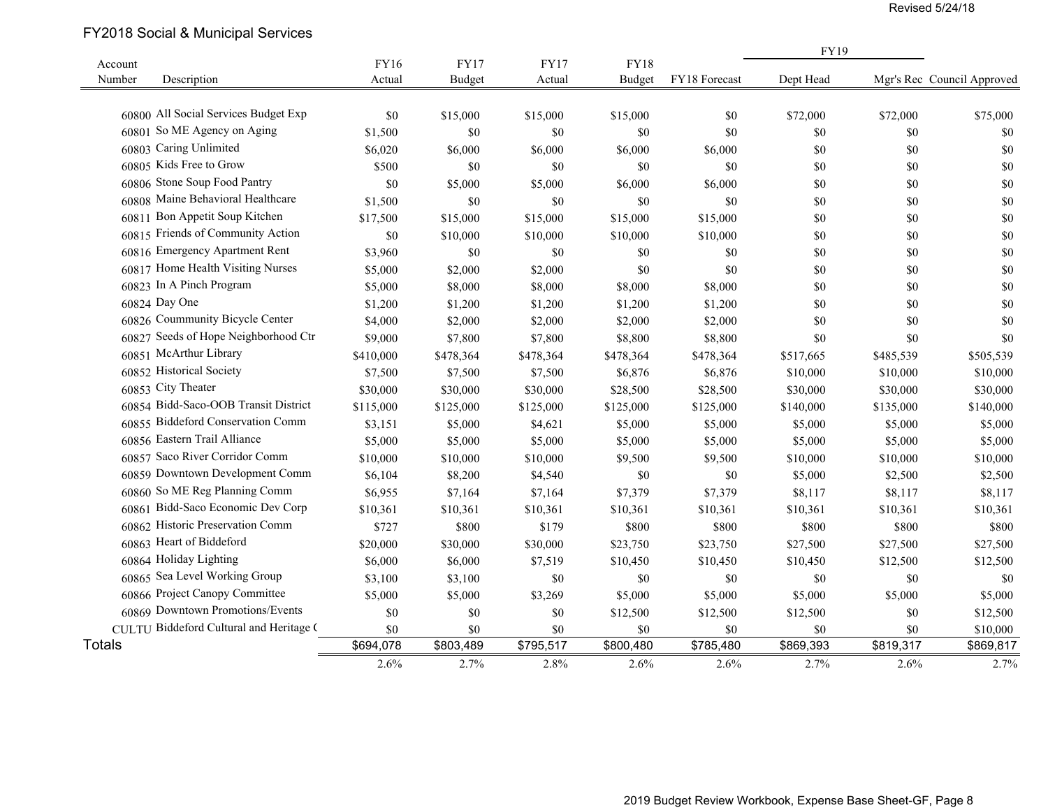Revised 5/24/18

## FY2018 Social & Municipal Services

| Account Number | Description | FY16 Actual | FY17 Budget | FY17 Actual | FY18 Budget | FY18 Forecast | FY19 Dept Head | FY19 Mgr's Rec | FY19 Council Approved |
|---|---|---|---|---|---|---|---|---|---|
| 60800 | All Social Services Budget Exp | $0 | $15,000 | $15,000 | $15,000 | $0 | $72,000 | $72,000 | $75,000 |
| 60801 | So ME Agency on Aging | $1,500 | $0 | $0 | $0 | $0 | $0 | $0 | $0 |
| 60803 | Caring Unlimited | $6,020 | $6,000 | $6,000 | $6,000 | $6,000 | $0 | $0 | $0 |
| 60805 | Kids Free to Grow | $500 | $0 | $0 | $0 | $0 | $0 | $0 | $0 |
| 60806 | Stone Soup Food Pantry | $0 | $5,000 | $5,000 | $6,000 | $6,000 | $0 | $0 | $0 |
| 60808 | Maine Behavioral Healthcare | $1,500 | $0 | $0 | $0 | $0 | $0 | $0 | $0 |
| 60811 | Bon Appetit Soup Kitchen | $17,500 | $15,000 | $15,000 | $15,000 | $15,000 | $0 | $0 | $0 |
| 60815 | Friends of Community Action | $0 | $10,000 | $10,000 | $10,000 | $10,000 | $0 | $0 | $0 |
| 60816 | Emergency Apartment Rent | $3,960 | $0 | $0 | $0 | $0 | $0 | $0 | $0 |
| 60817 | Home Health Visiting Nurses | $5,000 | $2,000 | $2,000 | $0 | $0 | $0 | $0 | $0 |
| 60823 | In A Pinch Program | $5,000 | $8,000 | $8,000 | $8,000 | $8,000 | $0 | $0 | $0 |
| 60824 | Day One | $1,200 | $1,200 | $1,200 | $1,200 | $1,200 | $0 | $0 | $0 |
| 60826 | Coummunity Bicycle Center | $4,000 | $2,000 | $2,000 | $2,000 | $2,000 | $0 | $0 | $0 |
| 60827 | Seeds of Hope Neighborhood Ctr | $9,000 | $7,800 | $7,800 | $8,800 | $8,800 | $0 | $0 | $0 |
| 60851 | McArthur Library | $410,000 | $478,364 | $478,364 | $478,364 | $478,364 | $517,665 | $485,539 | $505,539 |
| 60852 | Historical Society | $7,500 | $7,500 | $7,500 | $6,876 | $6,876 | $10,000 | $10,000 | $10,000 |
| 60853 | City Theater | $30,000 | $30,000 | $30,000 | $28,500 | $28,500 | $30,000 | $30,000 | $30,000 |
| 60854 | Bidd-Saco-OOB Transit District | $115,000 | $125,000 | $125,000 | $125,000 | $125,000 | $140,000 | $135,000 | $140,000 |
| 60855 | Biddeford Conservation Comm | $3,151 | $5,000 | $4,621 | $5,000 | $5,000 | $5,000 | $5,000 | $5,000 |
| 60856 | Eastern Trail Alliance | $5,000 | $5,000 | $5,000 | $5,000 | $5,000 | $5,000 | $5,000 | $5,000 |
| 60857 | Saco River Corridor Comm | $10,000 | $10,000 | $10,000 | $9,500 | $9,500 | $10,000 | $10,000 | $10,000 |
| 60859 | Downtown Development Comm | $6,104 | $8,200 | $4,540 | $0 | $0 | $5,000 | $2,500 | $2,500 |
| 60860 | So ME Reg Planning Comm | $6,955 | $7,164 | $7,164 | $7,379 | $7,379 | $8,117 | $8,117 | $8,117 |
| 60861 | Bidd-Saco Economic Dev Corp | $10,361 | $10,361 | $10,361 | $10,361 | $10,361 | $10,361 | $10,361 | $10,361 |
| 60862 | Historic Preservation Comm | $727 | $800 | $179 | $800 | $800 | $800 | $800 | $800 |
| 60863 | Heart of Biddeford | $20,000 | $30,000 | $30,000 | $23,750 | $23,750 | $27,500 | $27,500 | $27,500 |
| 60864 | Holiday Lighting | $6,000 | $6,000 | $7,519 | $10,450 | $10,450 | $10,450 | $12,500 | $12,500 |
| 60865 | Sea Level Working Group | $3,100 | $3,100 | $0 | $0 | $0 | $0 | $0 | $0 |
| 60866 | Project Canopy Committee | $5,000 | $5,000 | $3,269 | $5,000 | $5,000 | $5,000 | $5,000 | $5,000 |
| 60869 | Downtown Promotions/Events | $0 | $0 | $0 | $12,500 | $12,500 | $12,500 | $0 | $12,500 |
| CULTU | Biddeford Cultural and Heritage ( | $0 | $0 | $0 | $0 | $0 | $0 | $0 | $10,000 |
| **Totals** | | $694,078 | $803,489 | $795,517 | $800,480 | $785,480 | $869,393 | $819,317 | $869,817 |
| | | 2.6% | 2.7% | 2.8% | 2.6% | 2.6% | 2.7% | 2.6% | 2.7% |

2019 Budget Review Workbook, Expense Base Sheet-GF, Page 8